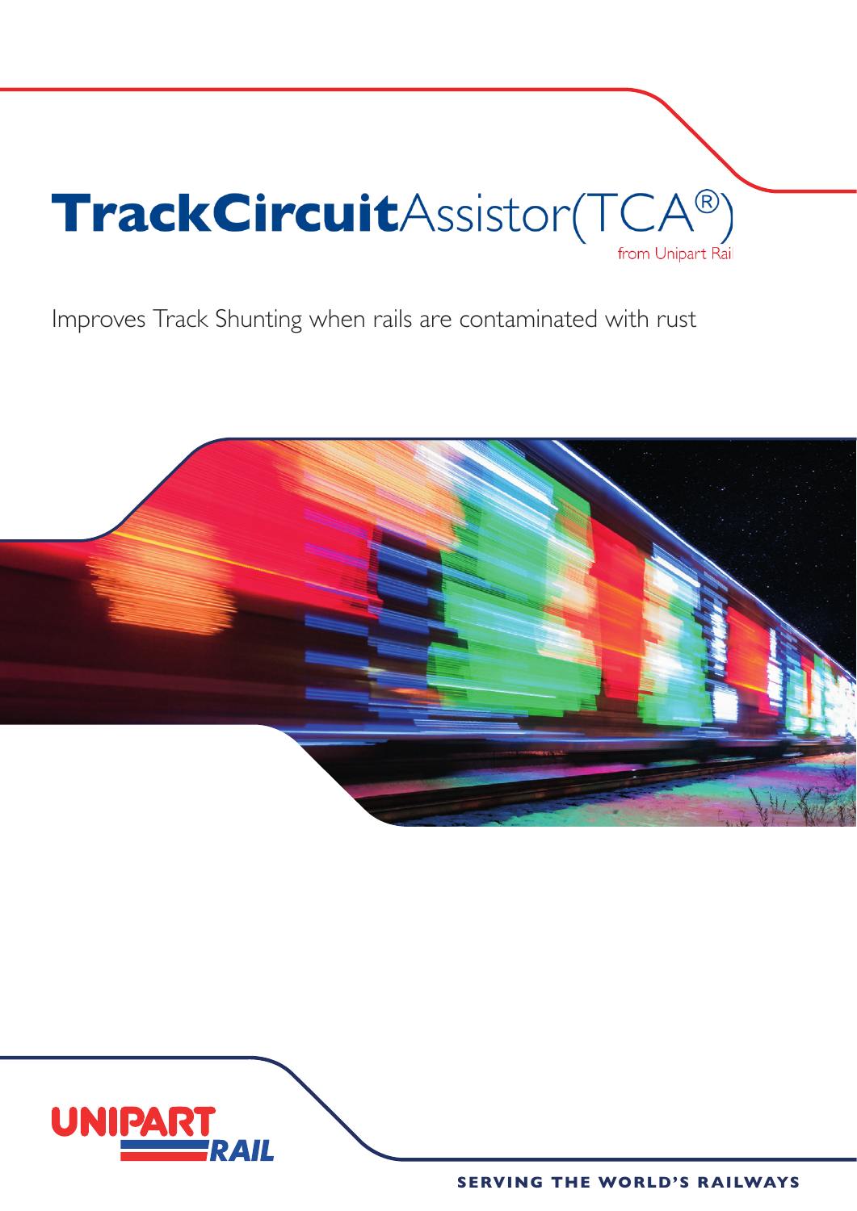# TrackCircuitAssistor(TCA®)

from Unipart Rai

Improves Track Shunting when rails are contaminated with rust

UNIPART RAIL

SERVING THE WORLD'S RAILWAYS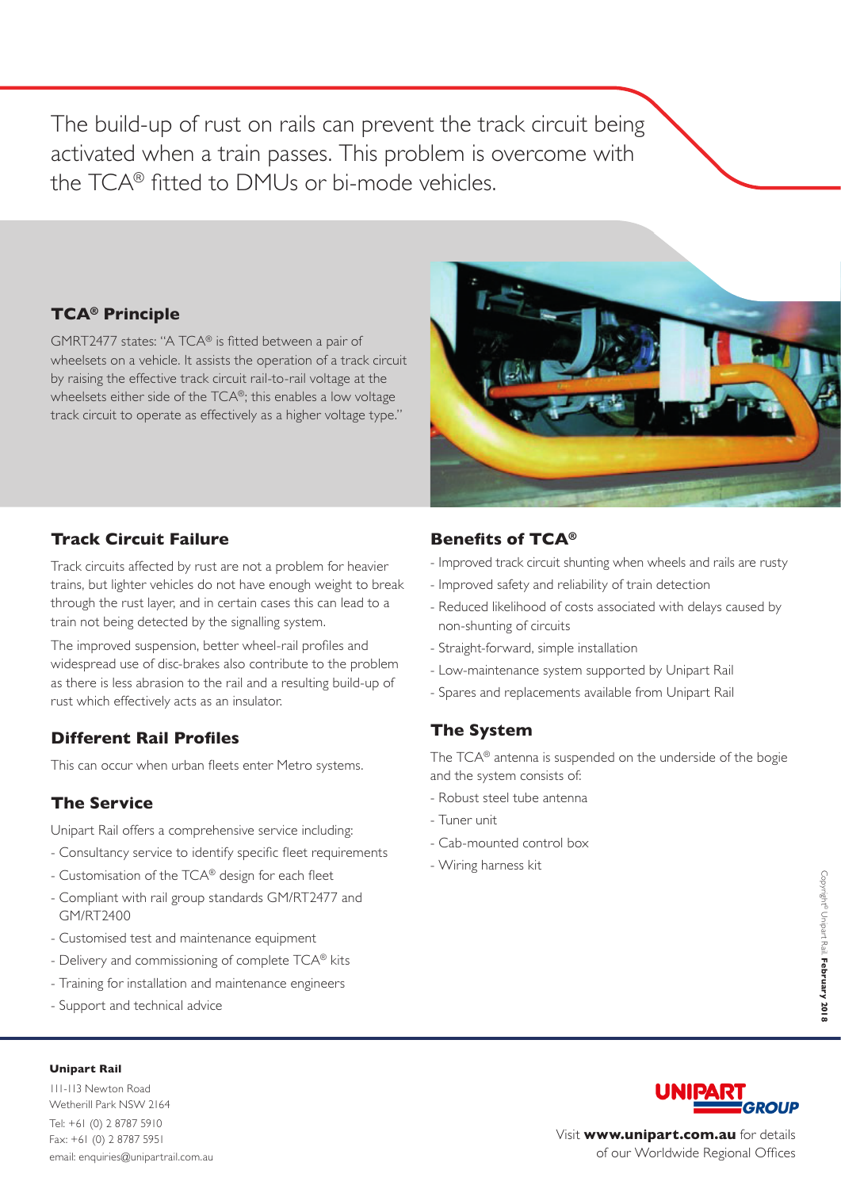The build-up of rust on rails can prevent the track circuit being activated when a train passes. This problem is overcome with the TCA® fitted to DMUs or bi-mode vehicles.

## TCA® Principle

GMRT2477 states: "A TCA® is fitted between a pair of wheelsets on a vehicle. It assists the operation of a track circuit by raising the effective track circuit rail-to-rail voltage at the wheelsets either side of the TCA®; this enables a low voltage track circuit to operate as effectively as a higher voltage type."

## Track Circuit Failure

Track circuits affected by rust are not a problem for heavier trains, but lighter vehicles do not have enough weight to break through the rust layer, and in certain cases this can lead to a train not being detected by the signalling system.

The improved suspension, better wheel-rail profiles and widespread use of disc-brakes also contribute to the problem as there is less abrasion to the rail and a resulting build-up of rust which effectively acts as an insulator.

## Different Rail Profiles

This can occur when urban fleets enter Metro systems.

## The Service

Unipart Rail offers a comprehensive service including:

- Consultancy service to identify specific fleet requirements
- Customisation of the TCA® design for each fleet
- Compliant with rail group standards GM/RT2477 and GM/RT2400
- Customised test and maintenance equipment
- Delivery and commissioning of complete TCA® kits
- Training for installation and maintenance engineers
- Support and technical advice

## Benefits of TCA®

- Improved track circuit shunting when wheels and rails are rusty
- Improved safety and reliability of train detection
- Reduced likelihood of costs associated with delays caused by non-shunting of circuits
- Straight-forward, simple installation
- Low-maintenance system supported by Unipart Rail
- Spares and replacements available from Unipart Rail

## The System

The TCA® antenna is suspended on the underside of the bogie and the system consists of:

- Robust steel tube antenna
- Tuner unit
- Cab-mounted control box
- Wiring harness kit

Copyright© Unipart Rail **February 2018**

**Unipart Rail**

111-113 Newton Road
Wetherill Park NSW 2164
Tel: +61 (0) 2 8787 5910
Fax: +61 (0) 2 8787 5951
email: enquiries@unipartrail.com.au

UNIPART GROUP

Visit **www.unipart.com.au** for details of our Worldwide Regional Offices